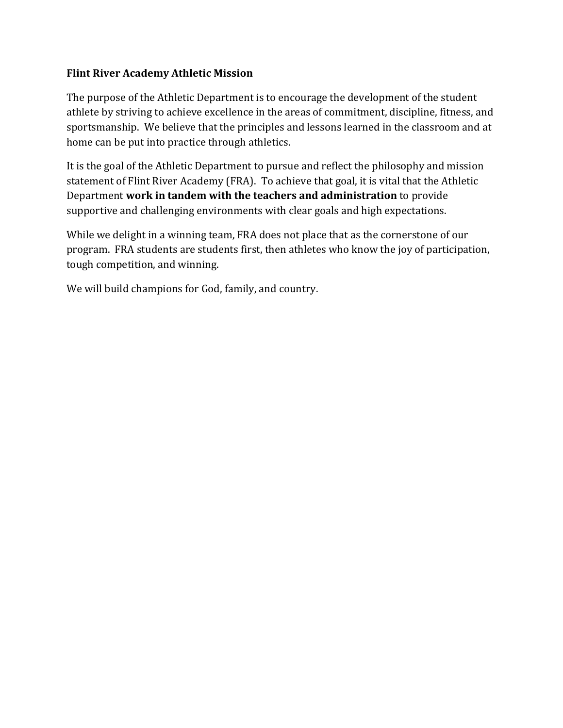**Flint River Academy Athletic Mission**

The purpose of the Athletic Department is to encourage the development of the student athlete by striving to achieve excellence in the areas of commitment, discipline, fitness, and sportsmanship. We believe that the principles and lessons learned in the classroom and at home can be put into practice through athletics.

It is the goal of the Athletic Department to pursue and reflect the philosophy and mission statement of Flint River Academy (FRA). To achieve that goal, it is vital that the Athletic Department **work in tandem with the teachers and administration** to provide supportive and challenging environments with clear goals and high expectations.

While we delight in a winning team, FRA does not place that as the cornerstone of our program. FRA students are students first, then athletes who know the joy of participation, tough competition, and winning.

We will build champions for God, family, and country.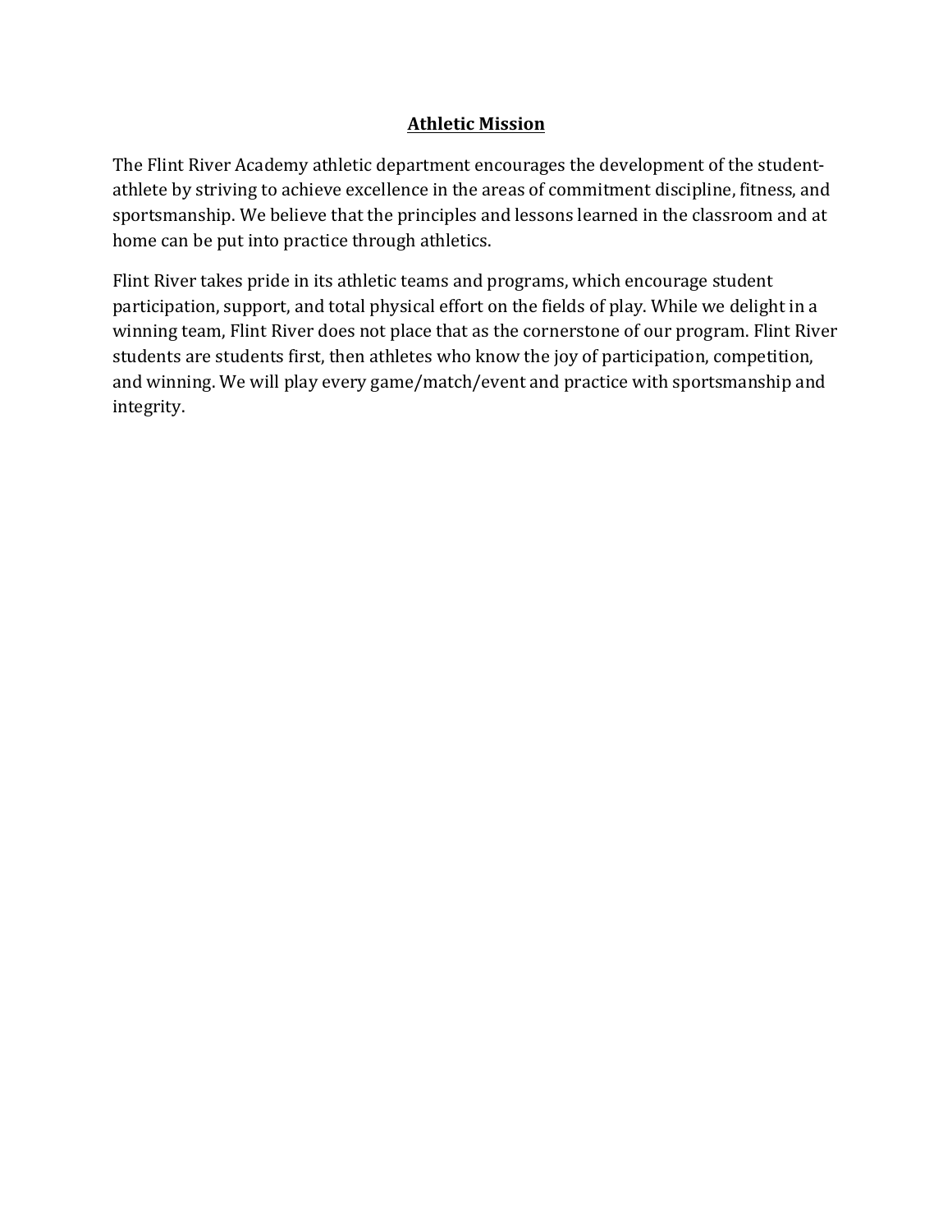## Athletic Mission

The Flint River Academy athletic department encourages the development of the student-athlete by striving to achieve excellence in the areas of commitment discipline, fitness, and sportsmanship. We believe that the principles and lessons learned in the classroom and at home can be put into practice through athletics.

Flint River takes pride in its athletic teams and programs, which encourage student participation, support, and total physical effort on the fields of play. While we delight in a winning team, Flint River does not place that as the cornerstone of our program. Flint River students are students first, then athletes who know the joy of participation, competition, and winning. We will play every game/match/event and practice with sportsmanship and integrity.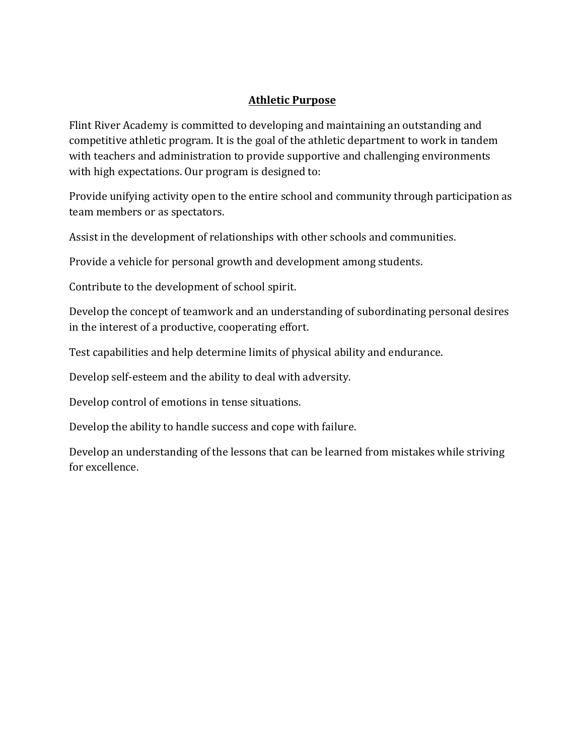## Athletic Purpose

Flint River Academy is committed to developing and maintaining an outstanding and competitive athletic program. It is the goal of the athletic department to work in tandem with teachers and administration to provide supportive and challenging environments with high expectations. Our program is designed to:

Provide unifying activity open to the entire school and community through participation as team members or as spectators.

Assist in the development of relationships with other schools and communities.

Provide a vehicle for personal growth and development among students.

Contribute to the development of school spirit.

Develop the concept of teamwork and an understanding of subordinating personal desires in the interest of a productive, cooperating effort.

Test capabilities and help determine limits of physical ability and endurance.

Develop self-esteem and the ability to deal with adversity.

Develop control of emotions in tense situations.

Develop the ability to handle success and cope with failure.

Develop an understanding of the lessons that can be learned from mistakes while striving for excellence.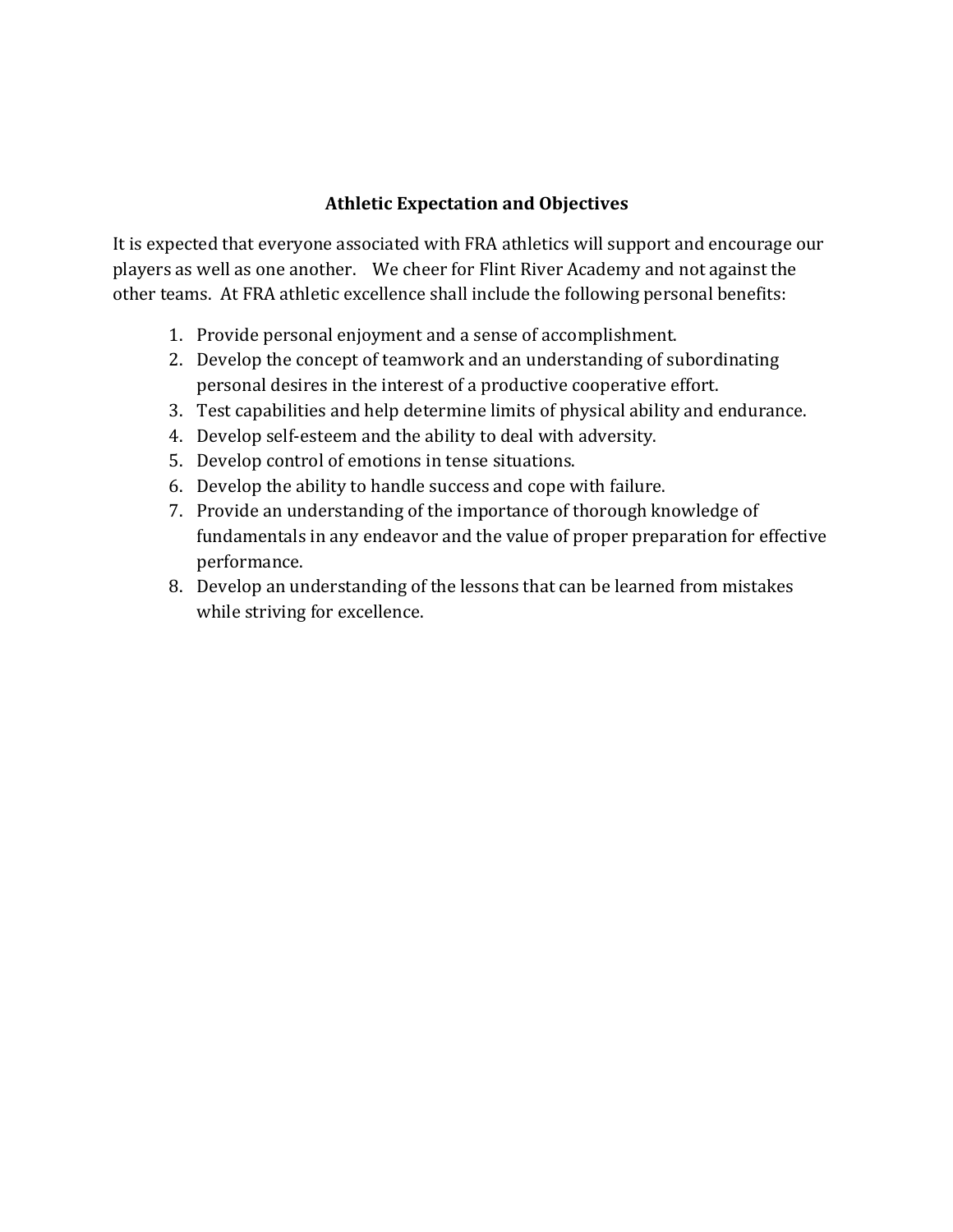## Athletic Expectation and Objectives

It is expected that everyone associated with FRA athletics will support and encourage our players as well as one another. We cheer for Flint River Academy and not against the other teams. At FRA athletic excellence shall include the following personal benefits:

1. Provide personal enjoyment and a sense of accomplishment.
2. Develop the concept of teamwork and an understanding of subordinating personal desires in the interest of a productive cooperative effort.
3. Test capabilities and help determine limits of physical ability and endurance.
4. Develop self-esteem and the ability to deal with adversity.
5. Develop control of emotions in tense situations.
6. Develop the ability to handle success and cope with failure.
7. Provide an understanding of the importance of thorough knowledge of fundamentals in any endeavor and the value of proper preparation for effective performance.
8. Develop an understanding of the lessons that can be learned from mistakes while striving for excellence.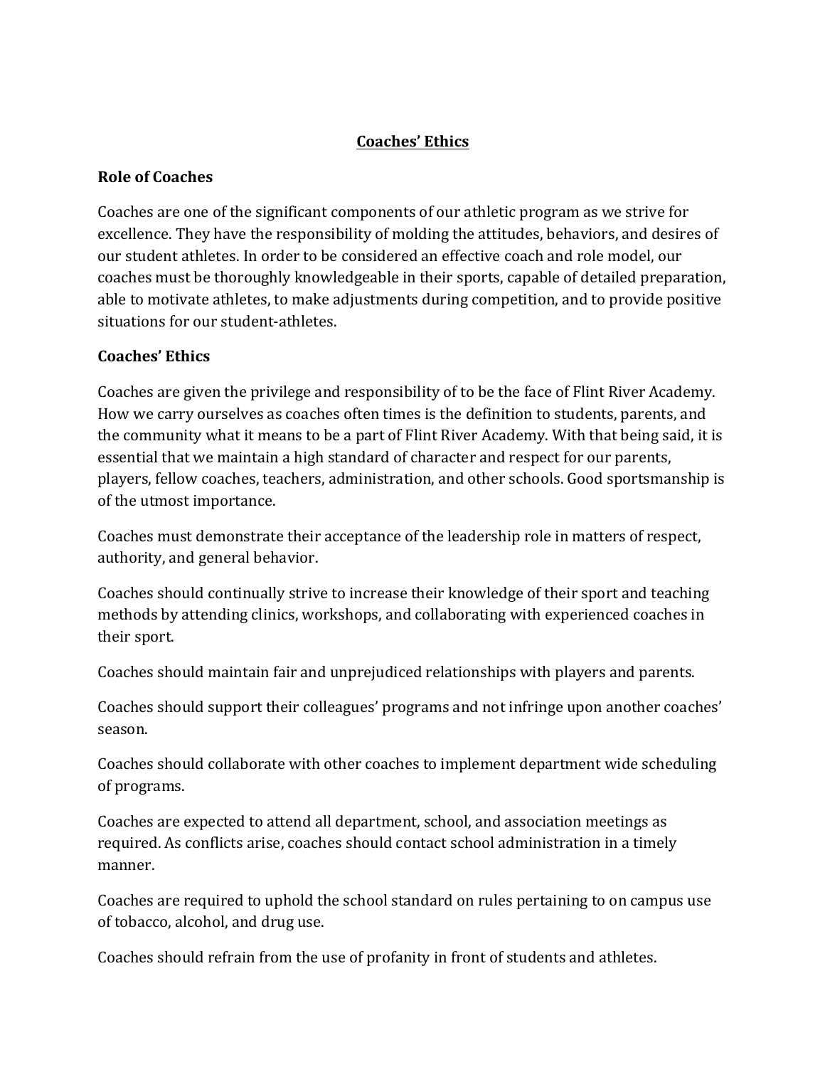# Coaches' Ethics

## Role of Coaches

Coaches are one of the significant components of our athletic program as we strive for excellence. They have the responsibility of molding the attitudes, behaviors, and desires of our student athletes. In order to be considered an effective coach and role model, our coaches must be thoroughly knowledgeable in their sports, capable of detailed preparation, able to motivate athletes, to make adjustments during competition, and to provide positive situations for our student-athletes.

## Coaches' Ethics

Coaches are given the privilege and responsibility of to be the face of Flint River Academy. How we carry ourselves as coaches often times is the definition to students, parents, and the community what it means to be a part of Flint River Academy. With that being said, it is essential that we maintain a high standard of character and respect for our parents, players, fellow coaches, teachers, administration, and other schools. Good sportsmanship is of the utmost importance.

Coaches must demonstrate their acceptance of the leadership role in matters of respect, authority, and general behavior.

Coaches should continually strive to increase their knowledge of their sport and teaching methods by attending clinics, workshops, and collaborating with experienced coaches in their sport.

Coaches should maintain fair and unprejudiced relationships with players and parents.

Coaches should support their colleagues' programs and not infringe upon another coaches' season.

Coaches should collaborate with other coaches to implement department wide scheduling of programs.

Coaches are expected to attend all department, school, and association meetings as required. As conflicts arise, coaches should contact school administration in a timely manner.

Coaches are required to uphold the school standard on rules pertaining to on campus use of tobacco, alcohol, and drug use.

Coaches should refrain from the use of profanity in front of students and athletes.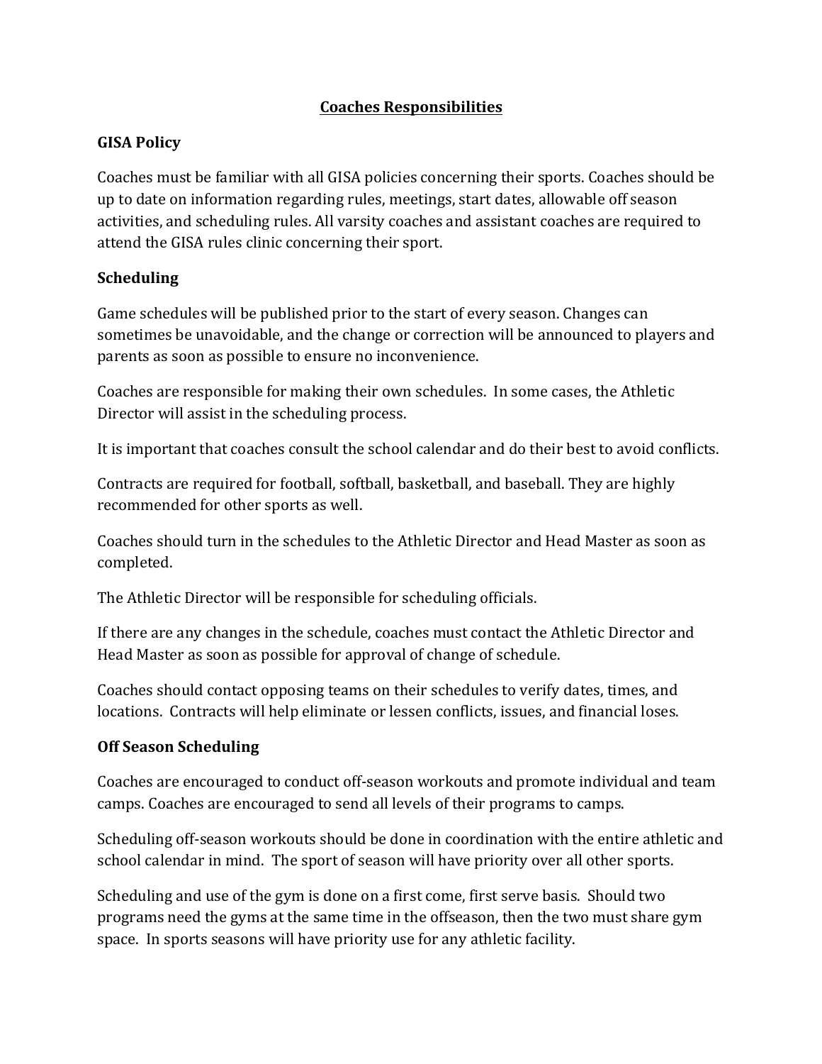# Coaches Responsibilities

## GISA Policy

Coaches must be familiar with all GISA policies concerning their sports. Coaches should be up to date on information regarding rules, meetings, start dates, allowable off season activities, and scheduling rules. All varsity coaches and assistant coaches are required to attend the GISA rules clinic concerning their sport.

## Scheduling

Game schedules will be published prior to the start of every season. Changes can sometimes be unavoidable, and the change or correction will be announced to players and parents as soon as possible to ensure no inconvenience.

Coaches are responsible for making their own schedules. In some cases, the Athletic Director will assist in the scheduling process.

It is important that coaches consult the school calendar and do their best to avoid conflicts.

Contracts are required for football, softball, basketball, and baseball. They are highly recommended for other sports as well.

Coaches should turn in the schedules to the Athletic Director and Head Master as soon as completed.

The Athletic Director will be responsible for scheduling officials.

If there are any changes in the schedule, coaches must contact the Athletic Director and Head Master as soon as possible for approval of change of schedule.

Coaches should contact opposing teams on their schedules to verify dates, times, and locations. Contracts will help eliminate or lessen conflicts, issues, and financial loses.

## Off Season Scheduling

Coaches are encouraged to conduct off-season workouts and promote individual and team camps. Coaches are encouraged to send all levels of their programs to camps.

Scheduling off-season workouts should be done in coordination with the entire athletic and school calendar in mind. The sport of season will have priority over all other sports.

Scheduling and use of the gym is done on a first come, first serve basis. Should two programs need the gyms at the same time in the offseason, then the two must share gym space. In sports seasons will have priority use for any athletic facility.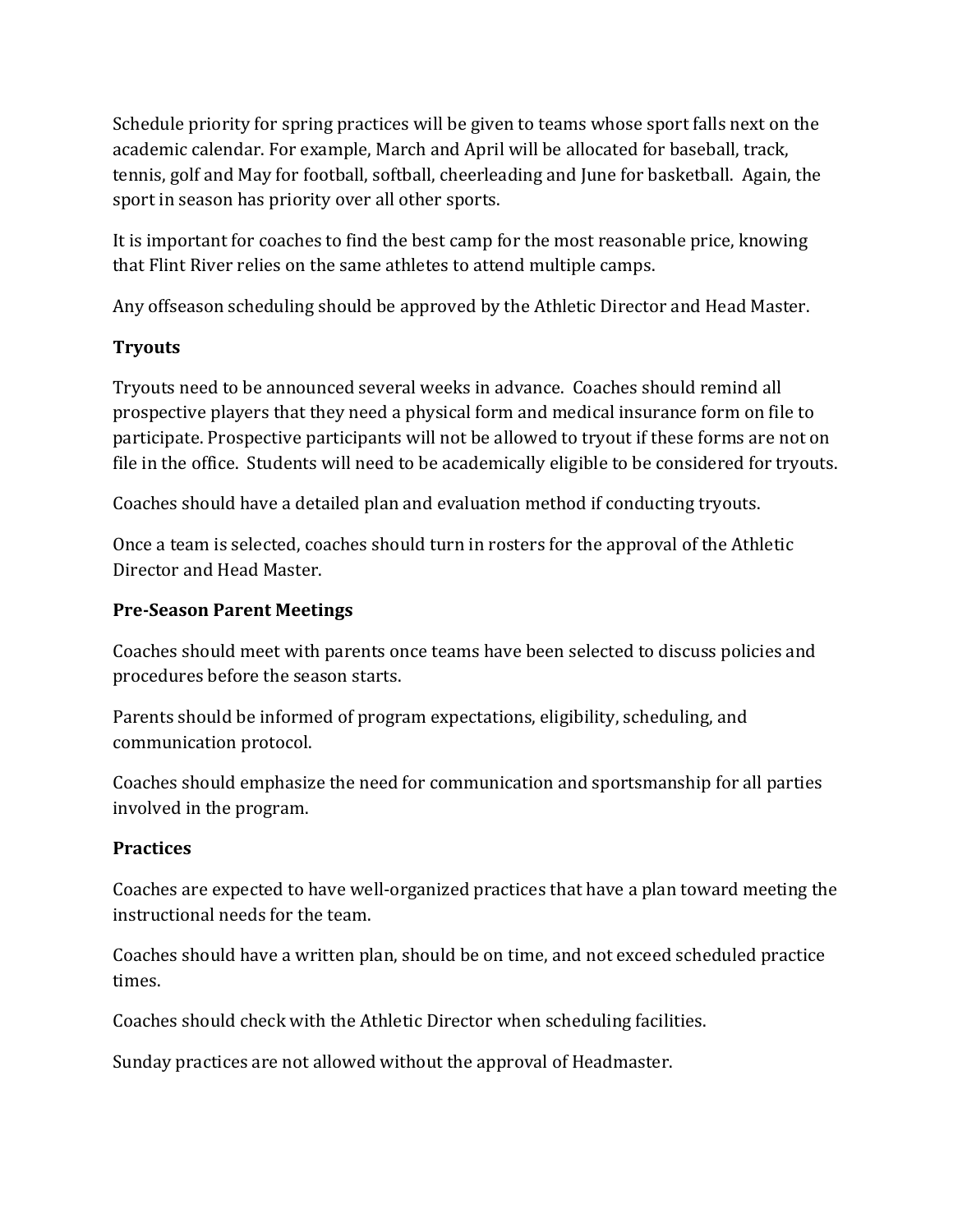Schedule priority for spring practices will be given to teams whose sport falls next on the academic calendar. For example, March and April will be allocated for baseball, track, tennis, golf and May for football, softball, cheerleading and June for basketball. Again, the sport in season has priority over all other sports.

It is important for coaches to find the best camp for the most reasonable price, knowing that Flint River relies on the same athletes to attend multiple camps.

Any offseason scheduling should be approved by the Athletic Director and Head Master.

**Tryouts**

Tryouts need to be announced several weeks in advance. Coaches should remind all prospective players that they need a physical form and medical insurance form on file to participate. Prospective participants will not be allowed to tryout if these forms are not on file in the office. Students will need to be academically eligible to be considered for tryouts.

Coaches should have a detailed plan and evaluation method if conducting tryouts.

Once a team is selected, coaches should turn in rosters for the approval of the Athletic Director and Head Master.

**Pre-Season Parent Meetings**

Coaches should meet with parents once teams have been selected to discuss policies and procedures before the season starts.

Parents should be informed of program expectations, eligibility, scheduling, and communication protocol.

Coaches should emphasize the need for communication and sportsmanship for all parties involved in the program.

**Practices**

Coaches are expected to have well-organized practices that have a plan toward meeting the instructional needs for the team.

Coaches should have a written plan, should be on time, and not exceed scheduled practice times.

Coaches should check with the Athletic Director when scheduling facilities.

Sunday practices are not allowed without the approval of Headmaster.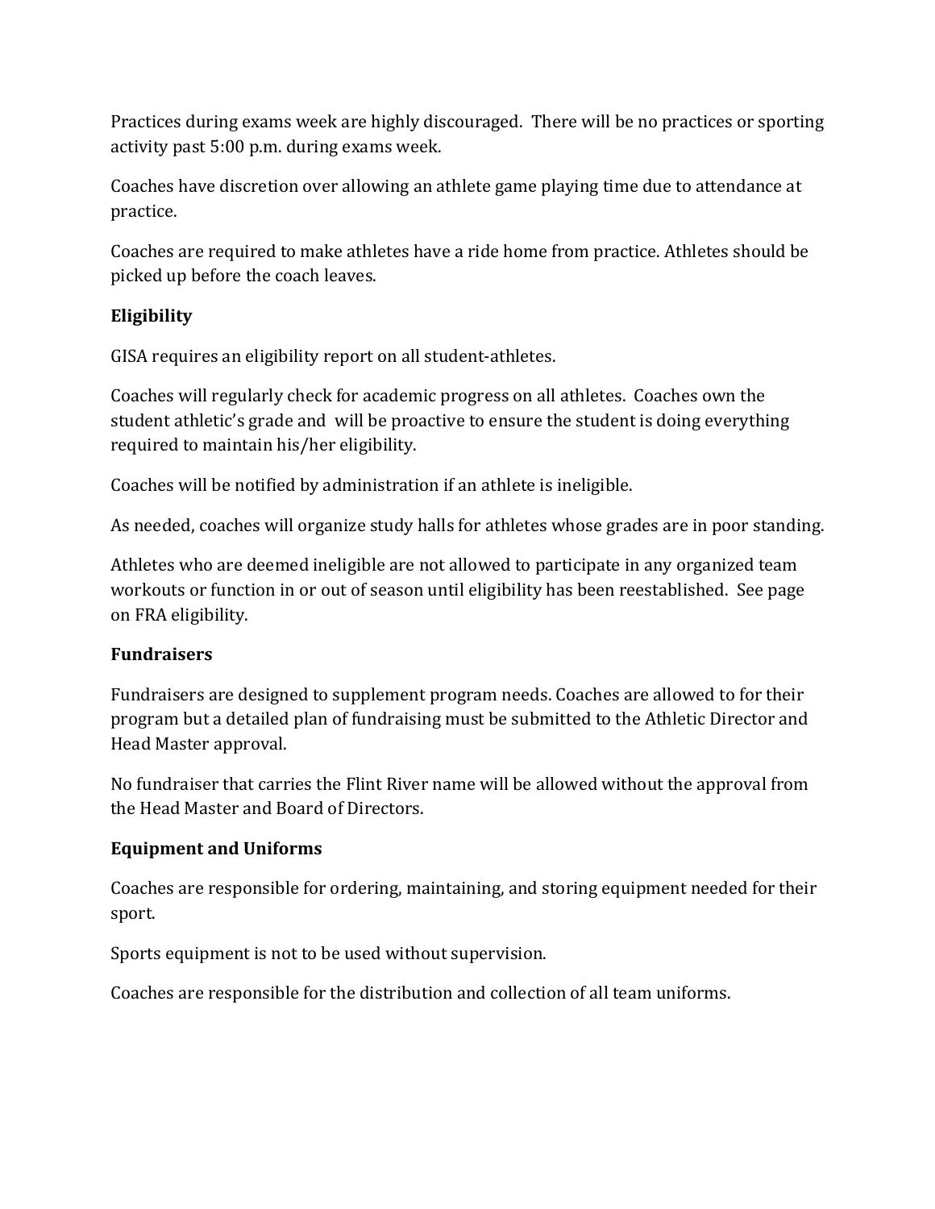Practices during exams week are highly discouraged. There will be no practices or sporting activity past 5:00 p.m. during exams week.

Coaches have discretion over allowing an athlete game playing time due to attendance at practice.

Coaches are required to make athletes have a ride home from practice. Athletes should be picked up before the coach leaves.

**Eligibility**

GISA requires an eligibility report on all student-athletes.

Coaches will regularly check for academic progress on all athletes. Coaches own the student athletic's grade and will be proactive to ensure the student is doing everything required to maintain his/her eligibility.

Coaches will be notified by administration if an athlete is ineligible.

As needed, coaches will organize study halls for athletes whose grades are in poor standing.

Athletes who are deemed ineligible are not allowed to participate in any organized team workouts or function in or out of season until eligibility has been reestablished. See page on FRA eligibility.

**Fundraisers**

Fundraisers are designed to supplement program needs. Coaches are allowed to for their program but a detailed plan of fundraising must be submitted to the Athletic Director and Head Master approval.

No fundraiser that carries the Flint River name will be allowed without the approval from the Head Master and Board of Directors.

**Equipment and Uniforms**

Coaches are responsible for ordering, maintaining, and storing equipment needed for their sport.

Sports equipment is not to be used without supervision.

Coaches are responsible for the distribution and collection of all team uniforms.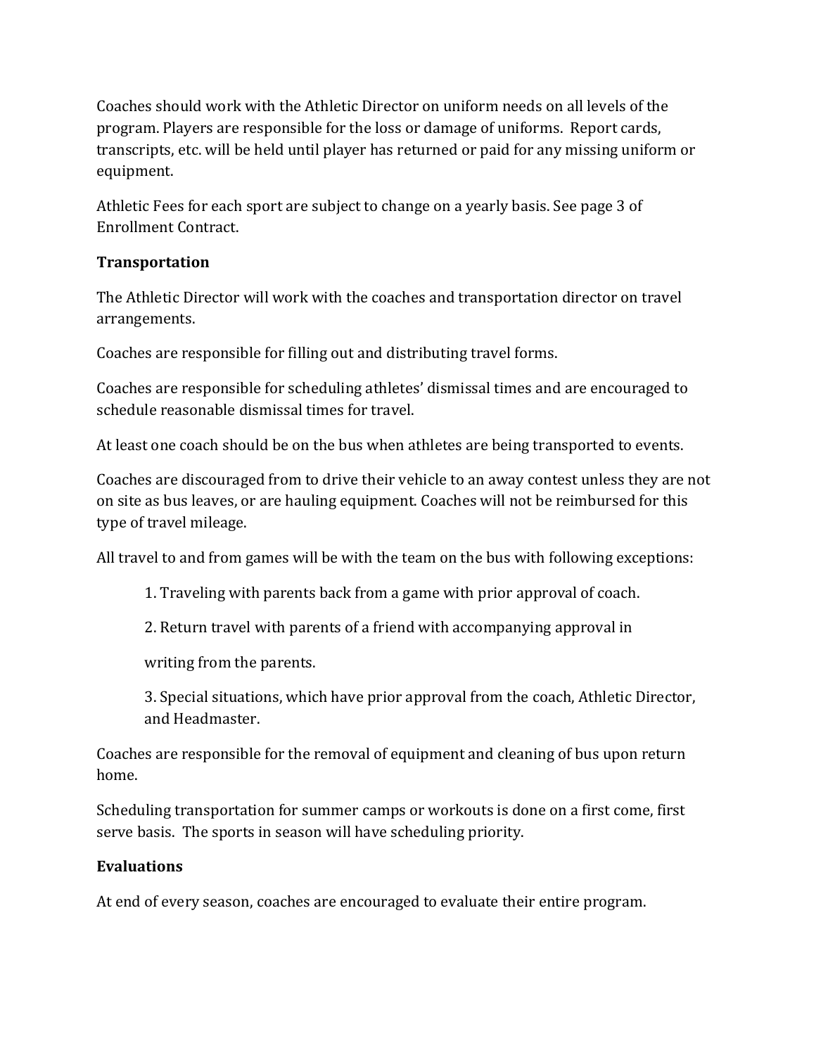Coaches should work with the Athletic Director on uniform needs on all levels of the program. Players are responsible for the loss or damage of uniforms. Report cards, transcripts, etc. will be held until player has returned or paid for any missing uniform or equipment.

Athletic Fees for each sport are subject to change on a yearly basis. See page 3 of Enrollment Contract.

**Transportation**

The Athletic Director will work with the coaches and transportation director on travel arrangements.

Coaches are responsible for filling out and distributing travel forms.

Coaches are responsible for scheduling athletes' dismissal times and are encouraged to schedule reasonable dismissal times for travel.

At least one coach should be on the bus when athletes are being transported to events.

Coaches are discouraged from to drive their vehicle to an away contest unless they are not on site as bus leaves, or are hauling equipment. Coaches will not be reimbursed for this type of travel mileage.

All travel to and from games will be with the team on the bus with following exceptions:

1. Traveling with parents back from a game with prior approval of coach.
2. Return travel with parents of a friend with accompanying approval in

   writing from the parents.
3. Special situations, which have prior approval from the coach, Athletic Director, and Headmaster.

Coaches are responsible for the removal of equipment and cleaning of bus upon return home.

Scheduling transportation for summer camps or workouts is done on a first come, first serve basis. The sports in season will have scheduling priority.

**Evaluations**

At end of every season, coaches are encouraged to evaluate their entire program.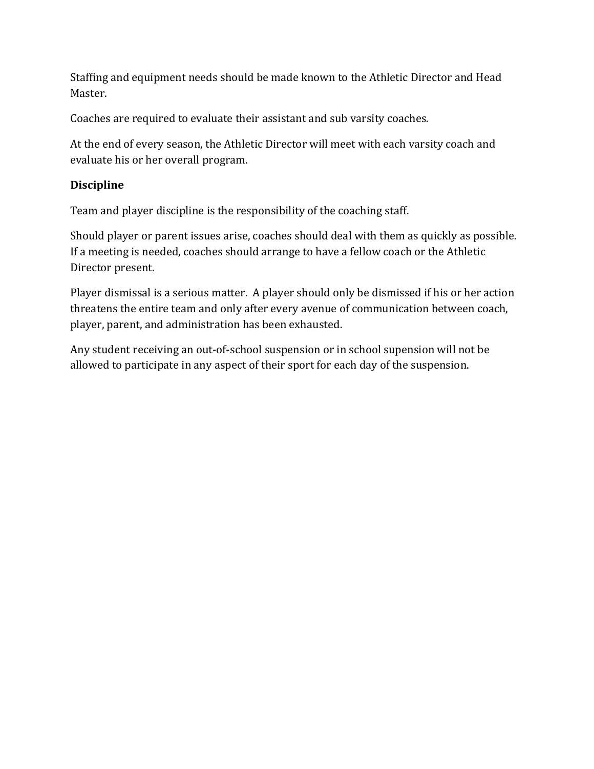Staffing and equipment needs should be made known to the Athletic Director and Head Master.

Coaches are required to evaluate their assistant and sub varsity coaches.

At the end of every season, the Athletic Director will meet with each varsity coach and evaluate his or her overall program.

**Discipline**

Team and player discipline is the responsibility of the coaching staff.

Should player or parent issues arise, coaches should deal with them as quickly as possible. If a meeting is needed, coaches should arrange to have a fellow coach or the Athletic Director present.

Player dismissal is a serious matter. A player should only be dismissed if his or her action threatens the entire team and only after every avenue of communication between coach, player, parent, and administration has been exhausted.

Any student receiving an out-of-school suspension or in school supension will not be allowed to participate in any aspect of their sport for each day of the suspension.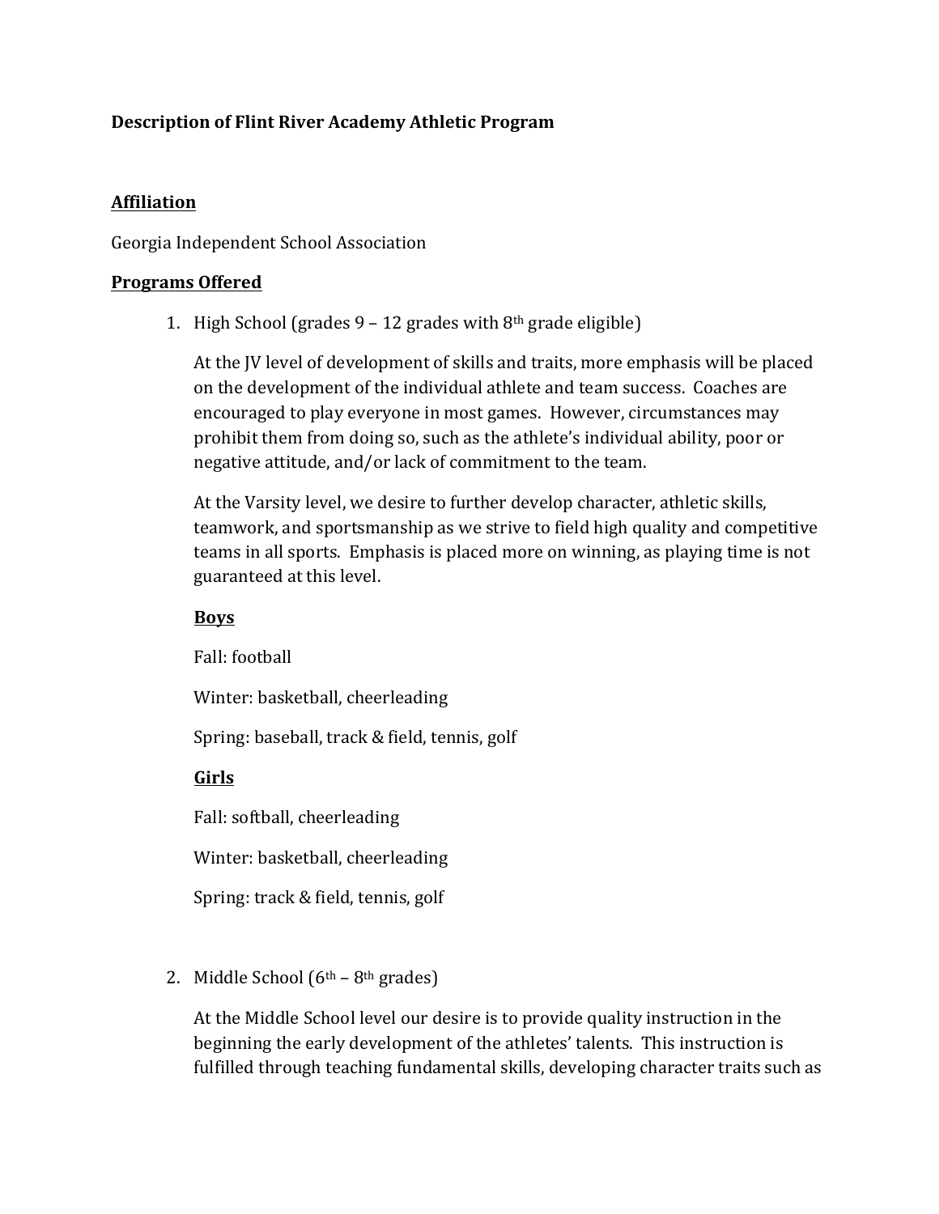**Description of Flint River Academy Athletic Program**

**Affiliation**

Georgia Independent School Association

**Programs Offered**

1. High School (grades 9 – 12 grades with 8th grade eligible)

   At the JV level of development of skills and traits, more emphasis will be placed on the development of the individual athlete and team success. Coaches are encouraged to play everyone in most games. However, circumstances may prohibit them from doing so, such as the athlete's individual ability, poor or negative attitude, and/or lack of commitment to the team.

   At the Varsity level, we desire to further develop character, athletic skills, teamwork, and sportsmanship as we strive to field high quality and competitive teams in all sports. Emphasis is placed more on winning, as playing time is not guaranteed at this level.

   **Boys**

   Fall: football

   Winter: basketball, cheerleading

   Spring: baseball, track & field, tennis, golf

   **Girls**

   Fall: softball, cheerleading

   Winter: basketball, cheerleading

   Spring: track & field, tennis, golf

2. Middle School (6th – 8th grades)

   At the Middle School level our desire is to provide quality instruction in the beginning the early development of the athletes' talents. This instruction is fulfilled through teaching fundamental skills, developing character traits such as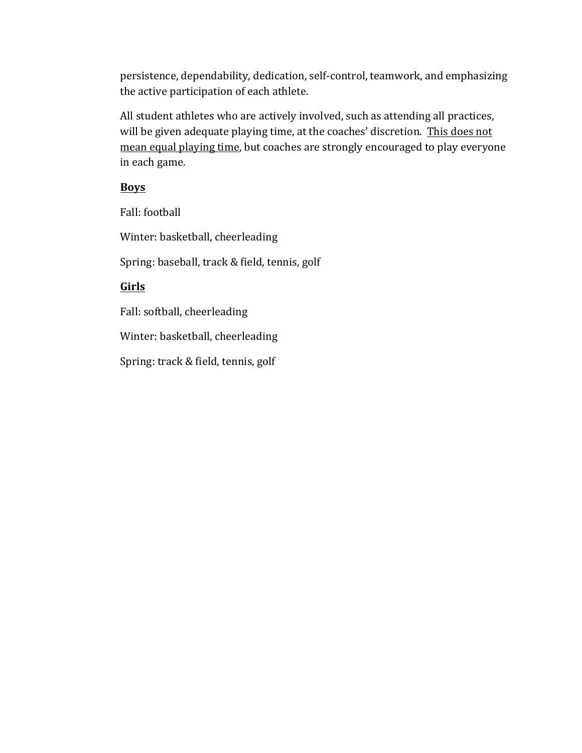persistence, dependability, dedication, self-control, teamwork, and emphasizing the active participation of each athlete.

All student athletes who are actively involved, such as attending all practices, will be given adequate playing time, at the coaches' discretion. <u>This does not mean equal playing time</u>, but coaches are strongly encouraged to play everyone in each game.

<u>**Boys**</u>

Fall: football

Winter: basketball, cheerleading

Spring: baseball, track & field, tennis, golf

<u>**Girls**</u>

Fall: softball, cheerleading

Winter: basketball, cheerleading

Spring: track & field, tennis, golf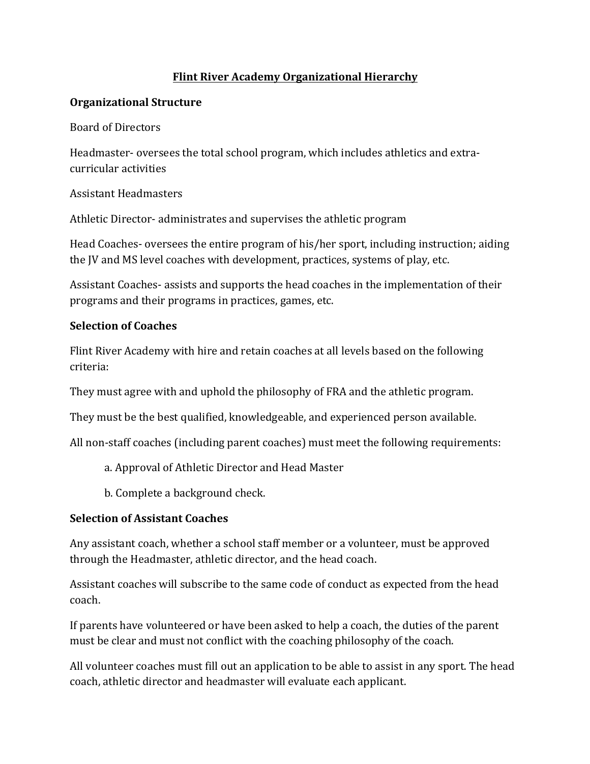# Flint River Academy Organizational Hierarchy

## Organizational Structure

Board of Directors

Headmaster- oversees the total school program, which includes athletics and extra-curricular activities

Assistant Headmasters

Athletic Director- administrates and supervises the athletic program

Head Coaches- oversees the entire program of his/her sport, including instruction; aiding the JV and MS level coaches with development, practices, systems of play, etc.

Assistant Coaches- assists and supports the head coaches in the implementation of their programs and their programs in practices, games, etc.

## Selection of Coaches

Flint River Academy with hire and retain coaches at all levels based on the following criteria:

They must agree with and uphold the philosophy of FRA and the athletic program.

They must be the best qualified, knowledgeable, and experienced person available.

All non-staff coaches (including parent coaches) must meet the following requirements:

a. Approval of Athletic Director and Head Master

b. Complete a background check.

## Selection of Assistant Coaches

Any assistant coach, whether a school staff member or a volunteer, must be approved through the Headmaster, athletic director, and the head coach.

Assistant coaches will subscribe to the same code of conduct as expected from the head coach.

If parents have volunteered or have been asked to help a coach, the duties of the parent must be clear and must not conflict with the coaching philosophy of the coach.

All volunteer coaches must fill out an application to be able to assist in any sport. The head coach, athletic director and headmaster will evaluate each applicant.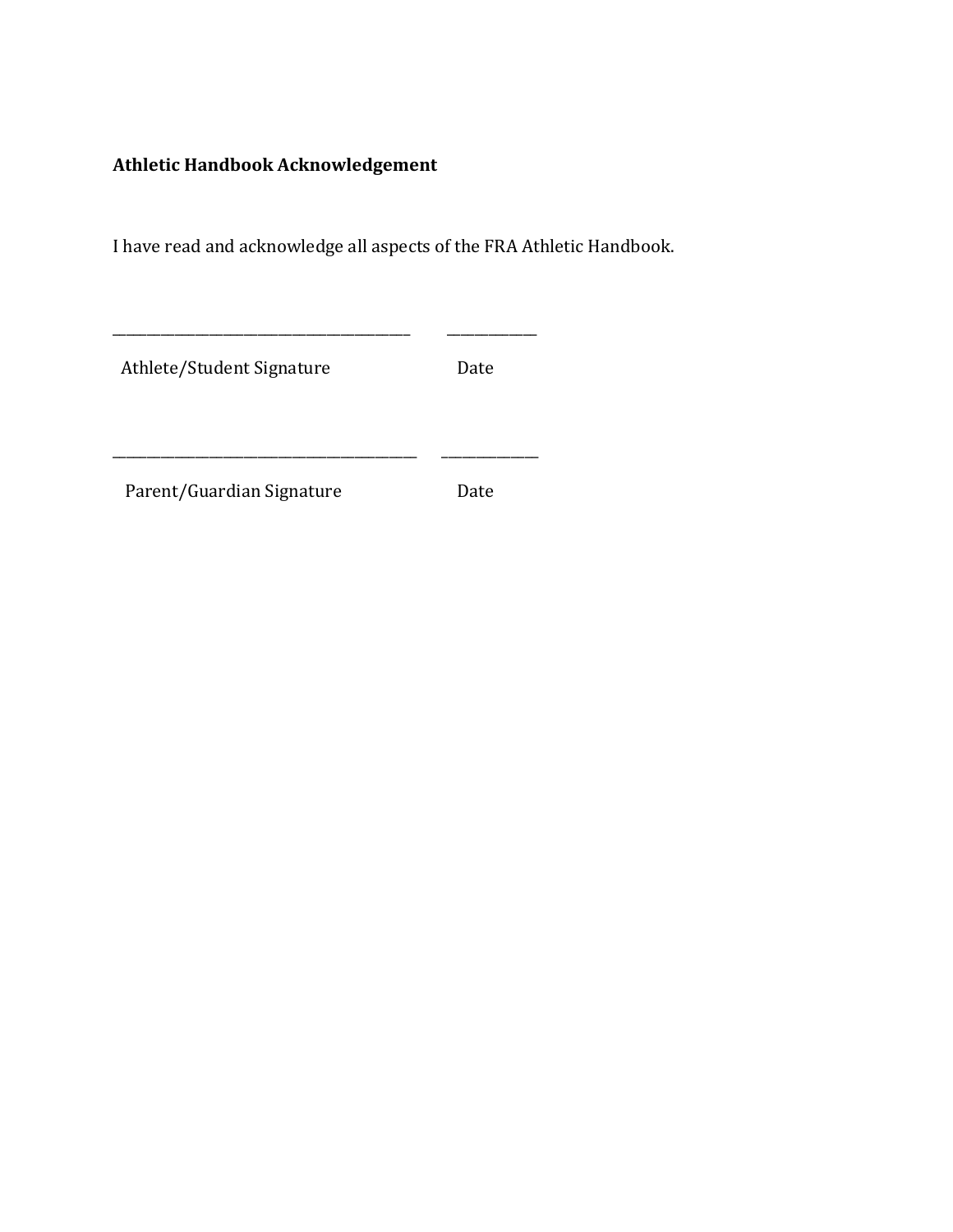**Athletic Handbook Acknowledgement**

I have read and acknowledge all aspects of the FRA Athletic Handbook.

______________________________________________ _____________

Athlete/Student Signature Date

______________________________________________ _____________

Parent/Guardian Signature Date